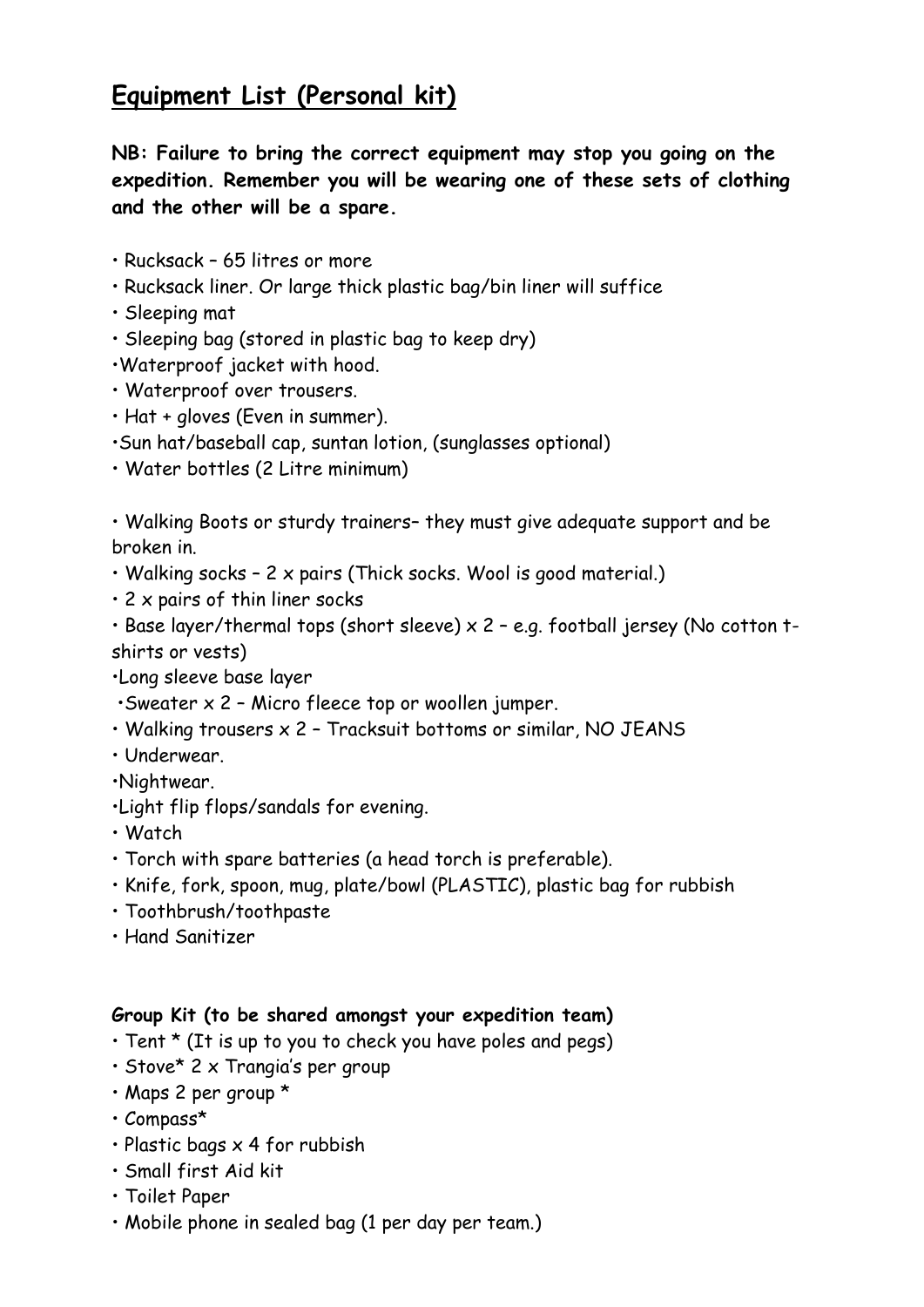# Equipment List (Personal kit)

**NB: Failure to bring the correct equipment may stop you going on the expedition. Remember you will be wearing one of these sets of clothing and the other will be a spare.**

- Rucksack – 65 litres or more
- Rucksack liner. Or large thick plastic bag/bin liner will suffice
- Sleeping mat
- Sleeping bag (stored in plastic bag to keep dry)
- Waterproof jacket with hood.
- Waterproof over trousers.
- Hat + gloves (Even in summer).
- Sun hat/baseball cap, suntan lotion, (sunglasses optional)
- Water bottles (2 Litre minimum)

- Walking Boots or sturdy trainers– they must give adequate support and be broken in.
- Walking socks – 2 x pairs (Thick socks. Wool is good material.)
- 2 x pairs of thin liner socks
- Base layer/thermal tops (short sleeve) x 2 – e.g. football jersey (No cotton t-shirts or vests)
- Long sleeve base layer
- Sweater x 2 – Micro fleece top or woollen jumper.
- Walking trousers x 2 – Tracksuit bottoms or similar, NO JEANS
- Underwear.
- Nightwear.
- Light flip flops/sandals for evening.
- Watch
- Torch with spare batteries (a head torch is preferable).
- Knife, fork, spoon, mug, plate/bowl (PLASTIC), plastic bag for rubbish
- Toothbrush/toothpaste
- Hand Sanitizer

**Group Kit (to be shared amongst your expedition team)**

- Tent * (It is up to you to check you have poles and pegs)
- Stove* 2 x Trangia's per group
- Maps 2 per group *
- Compass*
- Plastic bags x 4 for rubbish
- Small first Aid kit
- Toilet Paper
- Mobile phone in sealed bag (1 per day per team.)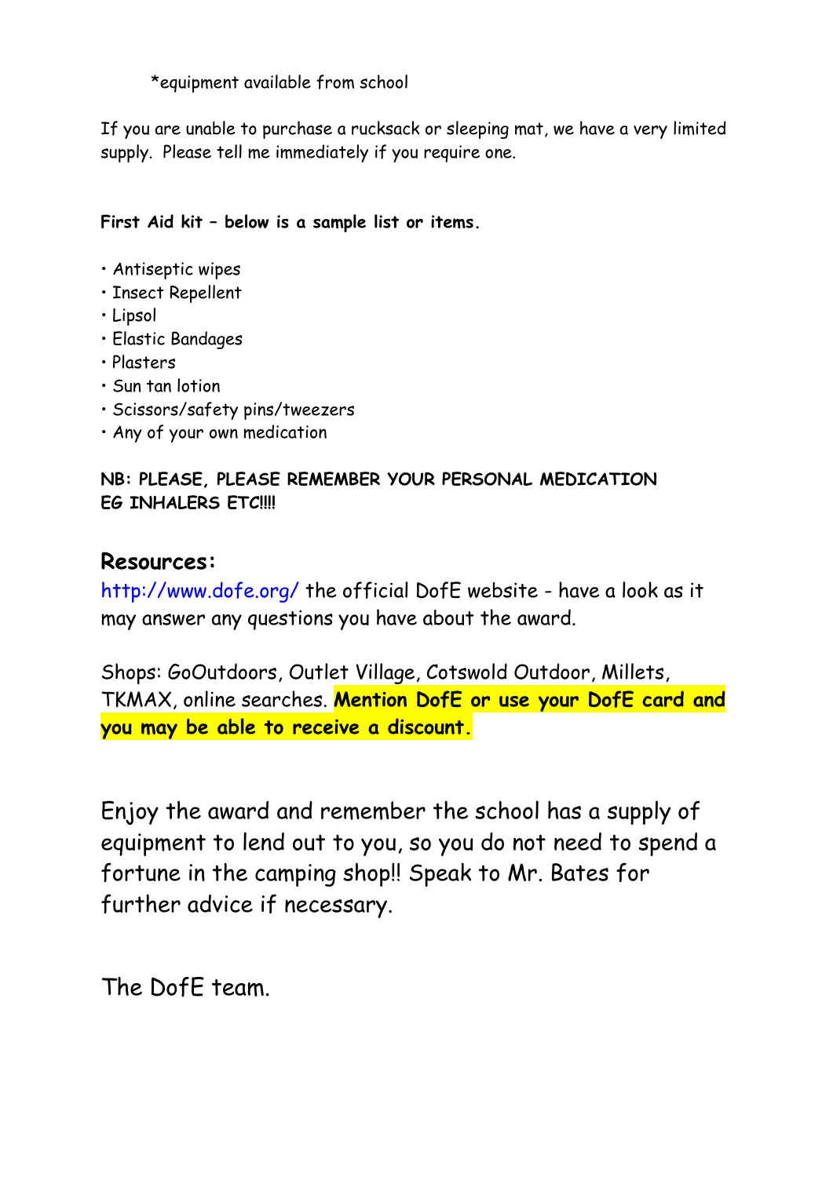*equipment available from school

If you are unable to purchase a rucksack or sleeping mat, we have a very limited supply. Please tell me immediately if you require one.

**First Aid kit – below is a sample list or items.**

- Antiseptic wipes
- Insect Repellent
- Lipsol
- Elastic Bandages
- Plasters
- Sun tan lotion
- Scissors/safety pins/tweezers
- Any of your own medication

**NB: PLEASE, PLEASE REMEMBER YOUR PERSONAL MEDICATION EG INHALERS ETC!!!!**

## Resources:

http://www.dofe.org/ the official DofE website - have a look as it may answer any questions you have about the award.

Shops: GoOutdoors, Outlet Village, Cotswold Outdoor, Millets, TKMAX, online searches. **Mention DofE or use your DofE card and you may be able to receive a discount.**

Enjoy the award and remember the school has a supply of equipment to lend out to you, so you do not need to spend a fortune in the camping shop!! Speak to Mr. Bates for further advice if necessary.

The DofE team.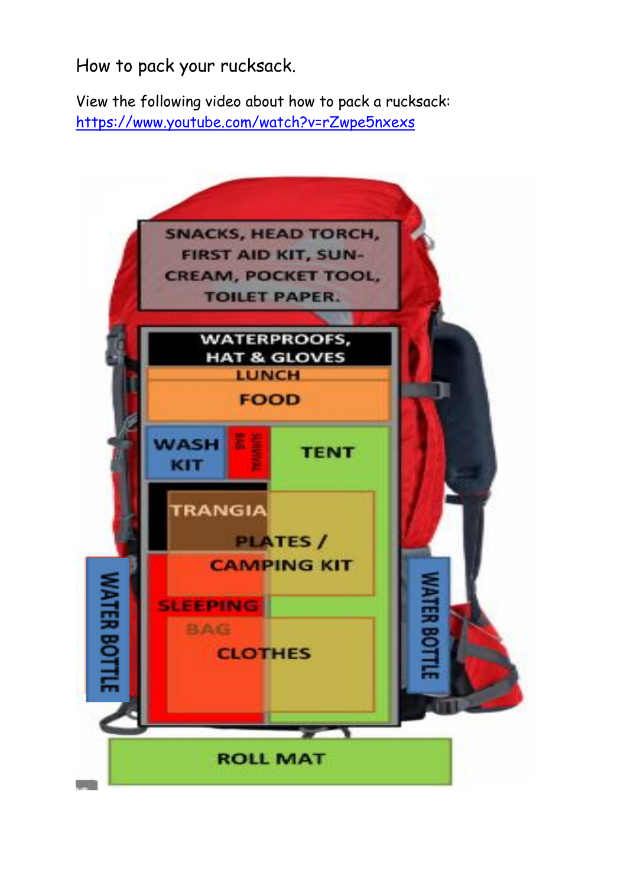How to pack your rucksack.

View the following video about how to pack a rucksack: https://www.youtube.com/watch?v=rZwpe5nxexs

SNACKS, HEAD TORCH, FIRST AID KIT, SUN-CREAM, POCKET TOOL, TOILET PAPER.

WATERPROOFS, HAT & GLOVES

LUNCH

FOOD

WASH KIT

SURVIVAL BAG

TENT

TRANGIA

PLATES / CAMPING KIT

SLEEPING BAG

CLOTHES

WATER BOTTLE

WATER BOTTLE

ROLL MAT